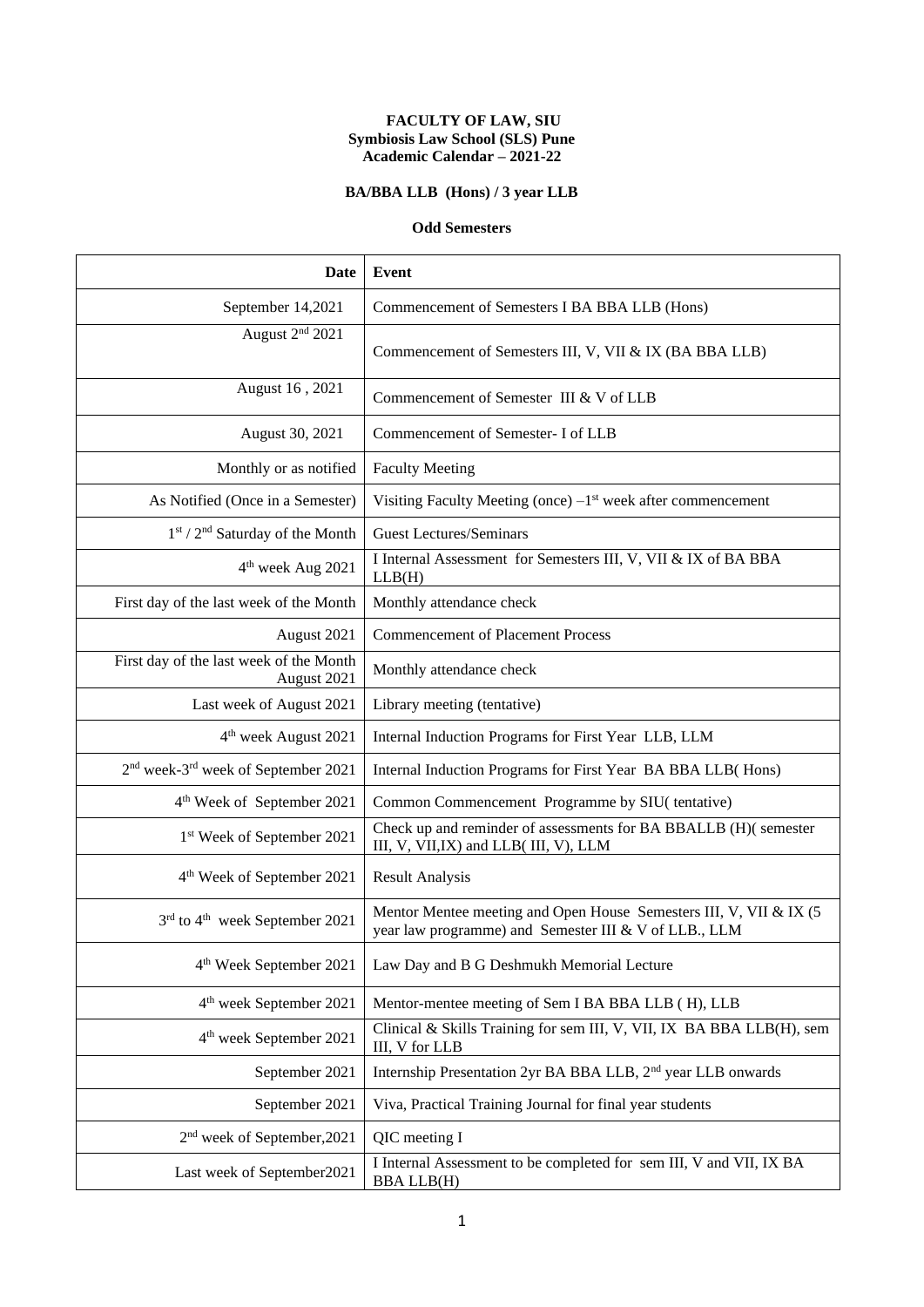**FACULTY OF LAW, SIU**
**Symbiosis Law School (SLS) Pune**
**Academic Calendar – 2021-22**

**BA/BBA LLB (Hons) / 3 year LLB**

**Odd Semesters**

| Date | Event |
|---|---|
| September 14,2021 | Commencement of Semesters I BA BBA LLB (Hons) |
| August 2nd 2021 | Commencement of Semesters III, V, VII & IX (BA BBA LLB) |
| August 16 , 2021 | Commencement of Semester III & V of LLB |
| August 30, 2021 | Commencement of Semester- I of LLB |
| Monthly or as notified | Faculty Meeting |
| As Notified (Once in a Semester) | Visiting Faculty Meeting (once) –1st week after commencement |
| 1st / 2nd Saturday of the Month | Guest Lectures/Seminars |
| 4th week Aug 2021 | I Internal Assessment for Semesters III, V, VII & IX of BA BBA LLB(H) |
| First day of the last week of the Month | Monthly attendance check |
| August 2021 | Commencement of Placement Process |
| First day of the last week of the Month August 2021 | Monthly attendance check |
| Last week of August 2021 | Library meeting (tentative) |
| 4th week August 2021 | Internal Induction Programs for First Year LLB, LLM |
| 2nd week-3rd week of September 2021 | Internal Induction Programs for First Year BA BBA LLB( Hons) |
| 4th Week of September 2021 | Common Commencement Programme by SIU( tentative) |
| 1st Week of September 2021 | Check up and reminder of assessments for BA BBALLB (H)( semester III, V, VII,IX) and LLB( III, V), LLM |
| 4th Week of September 2021 | Result Analysis |
| 3rd to 4th week September 2021 | Mentor Mentee meeting and Open House Semesters III, V, VII & IX (5 year law programme) and Semester III & V of LLB., LLM |
| 4th Week September 2021 | Law Day and B G Deshmukh Memorial Lecture |
| 4th week September 2021 | Mentor-mentee meeting of Sem I BA BBA LLB ( H), LLB |
| 4th week September 2021 | Clinical & Skills Training for sem III, V, VII, IX BA BBA LLB(H), sem III, V for LLB |
| September 2021 | Internship Presentation 2yr BA BBA LLB, 2nd year LLB onwards |
| September 2021 | Viva, Practical Training Journal for final year students |
| 2nd week of September,2021 | QIC meeting I |
| Last week of September2021 | I Internal Assessment to be completed for sem III, V and VII, IX BA BBA LLB(H) |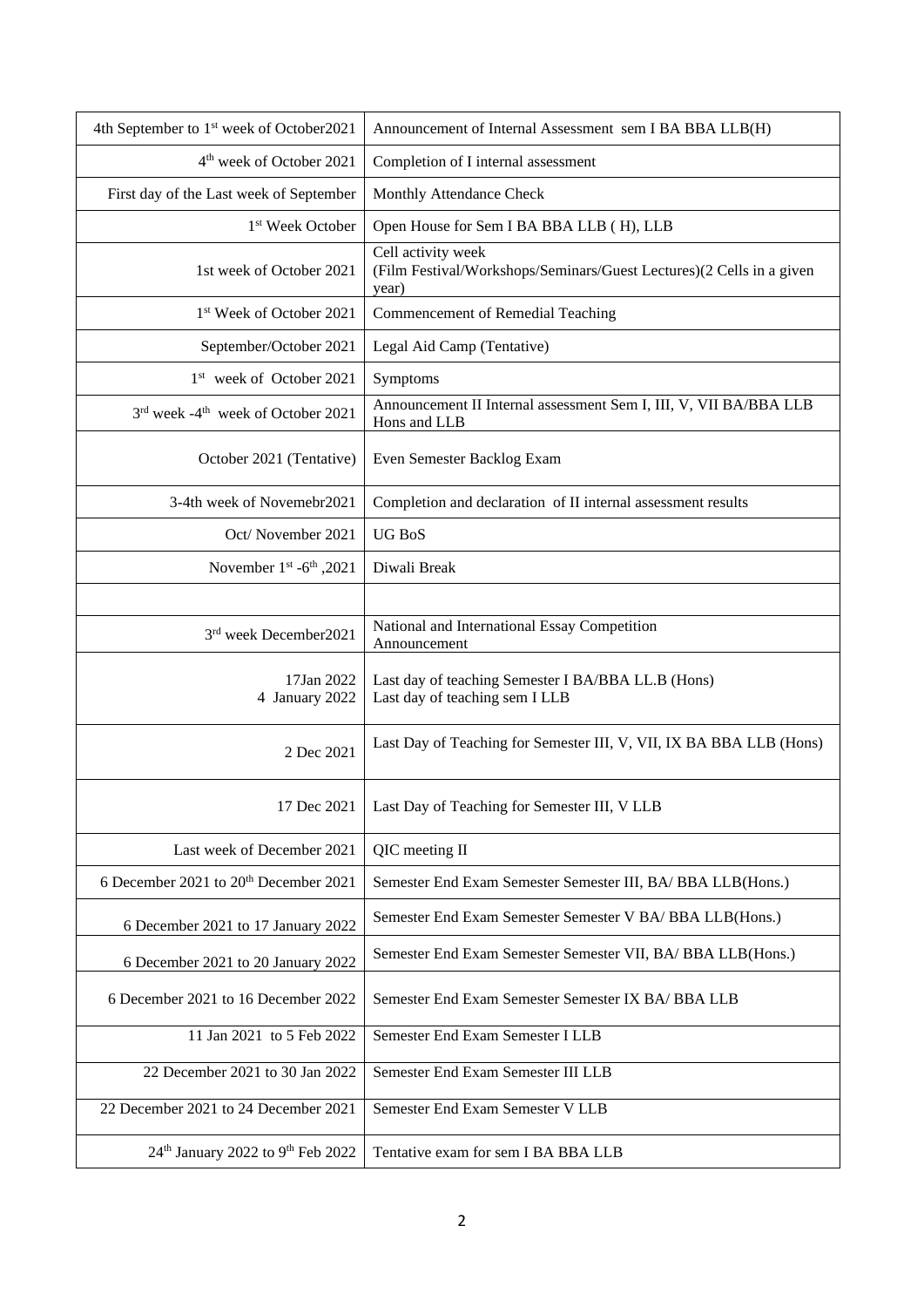| | |
|---|---|
| 4th September to 1st week of October2021 | Announcement of Internal Assessment sem I BA BBA LLB(H) |
| 4th week of October 2021 | Completion of I internal assessment |
| First day of the Last week of September | Monthly Attendance Check |
| 1st Week October | Open House for Sem I BA BBA LLB ( H), LLB |
| 1st week of October 2021 | Cell activity week<br>(Film Festival/Workshops/Seminars/Guest Lectures)(2 Cells in a given year) |
| 1st Week of October 2021 | Commencement of Remedial Teaching |
| September/October 2021 | Legal Aid Camp (Tentative) |
| 1st week of October 2021 | Symptoms |
| 3rd week -4th week of October 2021 | Announcement II Internal assessment Sem I, III, V, VII BA/BBA LLB Hons and LLB |
| October 2021 (Tentative) | Even Semester Backlog Exam |
| 3-4th week of Novemebr2021 | Completion and declaration of II internal assessment results |
| Oct/ November 2021 | UG BoS |
| November 1st -6th ,2021 | Diwali Break |
| | |
| 3rd week December2021 | National and International Essay Competition Announcement |
| 17Jan 2022<br>4 January 2022 | Last day of teaching Semester I BA/BBA LL.B (Hons)<br>Last day of teaching sem I LLB |
| 2 Dec 2021 | Last Day of Teaching for Semester III, V, VII, IX BA BBA LLB (Hons) |
| 17 Dec 2021 | Last Day of Teaching for Semester III, V LLB |
| Last week of December 2021 | QIC meeting II |
| 6 December 2021 to 20th December 2021 | Semester End Exam Semester Semester III, BA/ BBA LLB(Hons.) |
| 6 December 2021 to 17 January 2022 | Semester End Exam Semester Semester V BA/ BBA LLB(Hons.) |
| 6 December 2021 to 20 January 2022 | Semester End Exam Semester Semester VII, BA/ BBA LLB(Hons.) |
| 6 December 2021 to 16 December 2022 | Semester End Exam Semester Semester IX BA/ BBA LLB |
| 11 Jan 2021 to 5 Feb 2022 | Semester End Exam Semester I LLB |
| 22 December 2021 to 30 Jan 2022 | Semester End Exam Semester III LLB |
| 22 December 2021 to 24 December 2021 | Semester End Exam Semester V LLB |
| 24th January 2022 to 9th Feb 2022 | Tentative exam for sem I BA BBA LLB |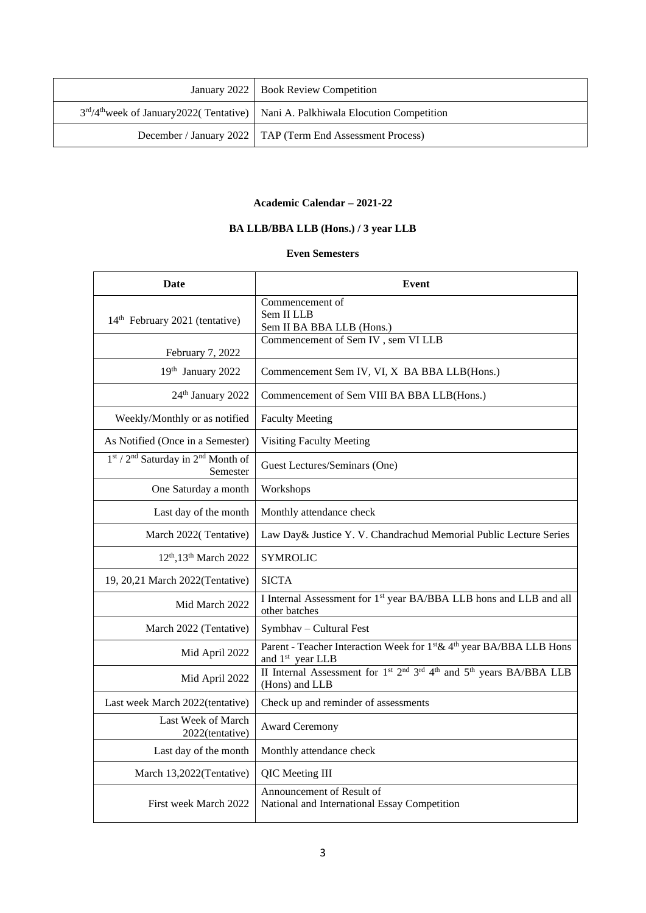| | |
|---|---|
| January 2022 | Book Review Competition |
| 3rd/4th week of January2022( Tentative) | Nani A. Palkhiwala Elocution Competition |
| December / January 2022 | TAP (Term End Assessment Process) |

**Academic Calendar – 2021-22**

**BA LLB/BBA LLB (Hons.) / 3 year LLB**

**Even Semesters**

| Date | Event |
|---|---|
| 14th February 2021 (tentative) | Commencement of Sem II LLB Sem II BA BBA LLB (Hons.) |
| February 7, 2022 | Commencement of Sem IV , sem VI LLB |
| 19th January 2022 | Commencement Sem IV, VI, X BA BBA LLB(Hons.) |
| 24th January 2022 | Commencement of Sem VIII BA BBA LLB(Hons.) |
| Weekly/Monthly or as notified | Faculty Meeting |
| As Notified (Once in a Semester) | Visiting Faculty Meeting |
| 1st / 2nd Saturday in 2nd Month of Semester | Guest Lectures/Seminars (One) |
| One Saturday a month | Workshops |
| Last day of the month | Monthly attendance check |
| March 2022( Tentative) | Law Day& Justice Y. V. Chandrachud Memorial Public Lecture Series |
| 12th,13th March 2022 | SYMROLIC |
| 19, 20,21 March 2022(Tentative) | SICTA |
| Mid March 2022 | I Internal Assessment for 1st year BA/BBA LLB hons and LLB and all other batches |
| March 2022 (Tentative) | Symbhav – Cultural Fest |
| Mid April 2022 | Parent - Teacher Interaction Week for 1st& 4th year BA/BBA LLB Hons and 1st year LLB |
| Mid April 2022 | II Internal Assessment for 1st 2nd 3rd 4th and 5th years BA/BBA LLB (Hons) and LLB |
| Last week March 2022(tentative) | Check up and reminder of assessments |
| Last Week of March 2022(tentative) | Award Ceremony |
| Last day of the month | Monthly attendance check |
| March 13,2022(Tentative) | QIC Meeting III |
| First week March 2022 | Announcement of Result of National and International Essay Competition |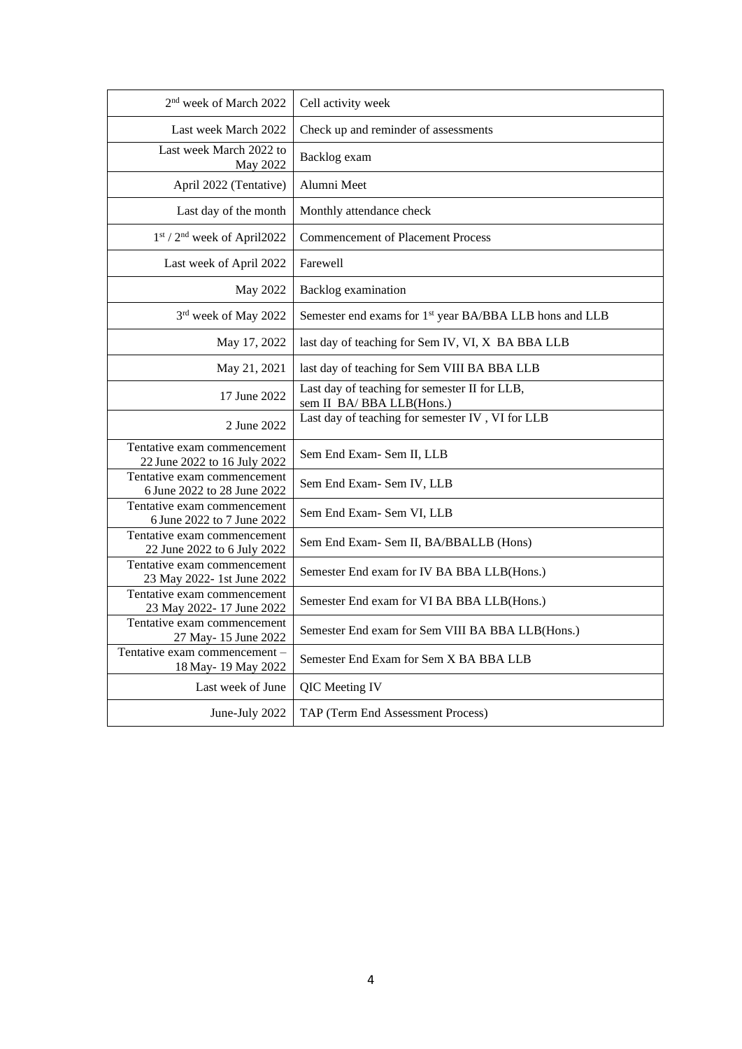| | |
|---|---|
| 2nd week of March 2022 | Cell activity week |
| Last week March 2022 | Check up and reminder of assessments |
| Last week March 2022 to May 2022 | Backlog exam |
| April 2022 (Tentative) | Alumni Meet |
| Last day of the month | Monthly attendance check |
| 1st / 2nd week of April2022 | Commencement of Placement Process |
| Last week of April 2022 | Farewell |
| May 2022 | Backlog examination |
| 3rd week of May 2022 | Semester end exams for 1st year BA/BBA LLB hons and LLB |
| May 17, 2022 | last day of teaching for Sem IV, VI, X BA BBA LLB |
| May 21, 2021 | last day of teaching for Sem VIII BA BBA LLB |
| 17 June 2022 | Last day of teaching for semester II for LLB, sem II BA/ BBA LLB(Hons.) |
| 2 June 2022 | Last day of teaching for semester IV , VI for LLB |
| Tentative exam commencement 22 June 2022 to 16 July 2022 | Sem End Exam- Sem II, LLB |
| Tentative exam commencement 6 June 2022 to 28 June 2022 | Sem End Exam- Sem IV, LLB |
| Tentative exam commencement 6 June 2022 to 7 June 2022 | Sem End Exam- Sem VI, LLB |
| Tentative exam commencement 22 June 2022 to 6 July 2022 | Sem End Exam- Sem II, BA/BBALLB (Hons) |
| Tentative exam commencement 23 May 2022- 1st June 2022 | Semester End exam for IV BA BBA LLB(Hons.) |
| Tentative exam commencement 23 May 2022- 17 June 2022 | Semester End exam for VI BA BBA LLB(Hons.) |
| Tentative exam commencement 27 May- 15 June 2022 | Semester End exam for Sem VIII BA BBA LLB(Hons.) |
| Tentative exam commencement – 18 May- 19 May 2022 | Semester End Exam for Sem X BA BBA LLB |
| Last week of June | QIC Meeting IV |
| June-July 2022 | TAP (Term End Assessment Process) |